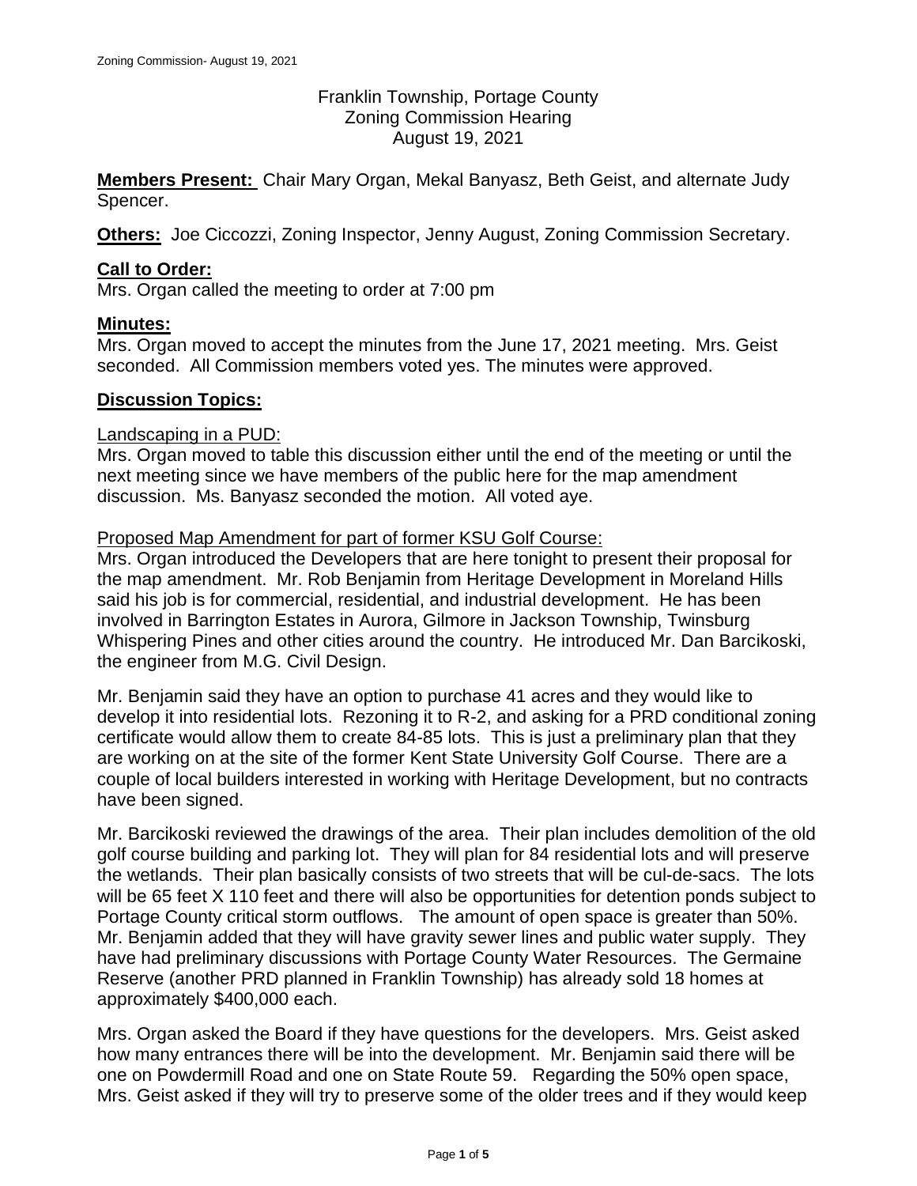Franklin Township, Portage County
Zoning Commission Hearing
August 19, 2021

**Members Present:** Chair Mary Organ, Mekal Banyasz, Beth Geist, and alternate Judy Spencer.

**Others:** Joe Ciccozzi, Zoning Inspector, Jenny August, Zoning Commission Secretary.

## Call to Order:

Mrs. Organ called the meeting to order at 7:00 pm

## Minutes:

Mrs. Organ moved to accept the minutes from the June 17, 2021 meeting. Mrs. Geist seconded. All Commission members voted yes. The minutes were approved.

## Discussion Topics:

### Landscaping in a PUD:

Mrs. Organ moved to table this discussion either until the end of the meeting or until the next meeting since we have members of the public here for the map amendment discussion. Ms. Banyasz seconded the motion. All voted aye.

### Proposed Map Amendment for part of former KSU Golf Course:

Mrs. Organ introduced the Developers that are here tonight to present their proposal for the map amendment. Mr. Rob Benjamin from Heritage Development in Moreland Hills said his job is for commercial, residential, and industrial development. He has been involved in Barrington Estates in Aurora, Gilmore in Jackson Township, Twinsburg Whispering Pines and other cities around the country. He introduced Mr. Dan Barcikoski, the engineer from M.G. Civil Design.

Mr. Benjamin said they have an option to purchase 41 acres and they would like to develop it into residential lots. Rezoning it to R-2, and asking for a PRD conditional zoning certificate would allow them to create 84-85 lots. This is just a preliminary plan that they are working on at the site of the former Kent State University Golf Course. There are a couple of local builders interested in working with Heritage Development, but no contracts have been signed.

Mr. Barcikoski reviewed the drawings of the area. Their plan includes demolition of the old golf course building and parking lot. They will plan for 84 residential lots and will preserve the wetlands. Their plan basically consists of two streets that will be cul-de-sacs. The lots will be 65 feet X 110 feet and there will also be opportunities for detention ponds subject to Portage County critical storm outflows. The amount of open space is greater than 50%. Mr. Benjamin added that they will have gravity sewer lines and public water supply. They have had preliminary discussions with Portage County Water Resources. The Germaine Reserve (another PRD planned in Franklin Township) has already sold 18 homes at approximately $400,000 each.

Mrs. Organ asked the Board if they have questions for the developers. Mrs. Geist asked how many entrances there will be into the development. Mr. Benjamin said there will be one on Powdermill Road and one on State Route 59. Regarding the 50% open space, Mrs. Geist asked if they will try to preserve some of the older trees and if they would keep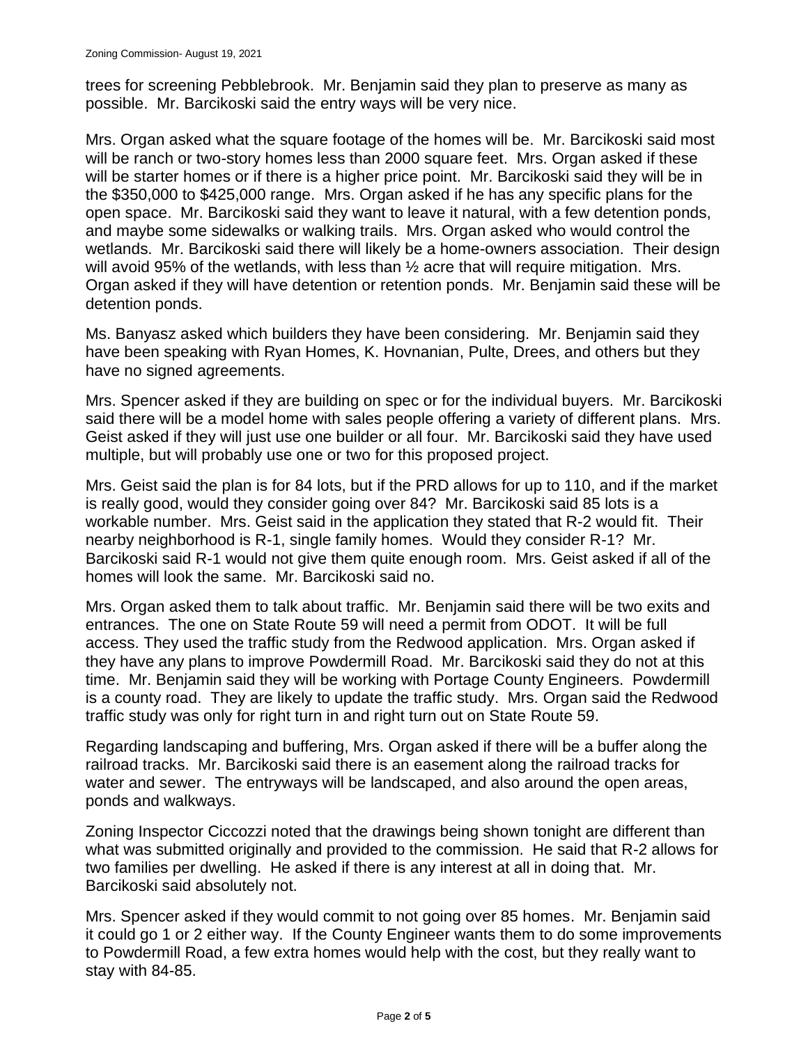trees for screening Pebblebrook. Mr. Benjamin said they plan to preserve as many as possible. Mr. Barcikoski said the entry ways will be very nice.

Mrs. Organ asked what the square footage of the homes will be. Mr. Barcikoski said most will be ranch or two-story homes less than 2000 square feet. Mrs. Organ asked if these will be starter homes or if there is a higher price point. Mr. Barcikoski said they will be in the $350,000 to $425,000 range. Mrs. Organ asked if he has any specific plans for the open space. Mr. Barcikoski said they want to leave it natural, with a few detention ponds, and maybe some sidewalks or walking trails. Mrs. Organ asked who would control the wetlands. Mr. Barcikoski said there will likely be a home-owners association. Their design will avoid 95% of the wetlands, with less than ½ acre that will require mitigation. Mrs. Organ asked if they will have detention or retention ponds. Mr. Benjamin said these will be detention ponds.

Ms. Banyasz asked which builders they have been considering. Mr. Benjamin said they have been speaking with Ryan Homes, K. Hovnanian, Pulte, Drees, and others but they have no signed agreements.

Mrs. Spencer asked if they are building on spec or for the individual buyers. Mr. Barcikoski said there will be a model home with sales people offering a variety of different plans. Mrs. Geist asked if they will just use one builder or all four. Mr. Barcikoski said they have used multiple, but will probably use one or two for this proposed project.

Mrs. Geist said the plan is for 84 lots, but if the PRD allows for up to 110, and if the market is really good, would they consider going over 84? Mr. Barcikoski said 85 lots is a workable number. Mrs. Geist said in the application they stated that R-2 would fit. Their nearby neighborhood is R-1, single family homes. Would they consider R-1? Mr. Barcikoski said R-1 would not give them quite enough room. Mrs. Geist asked if all of the homes will look the same. Mr. Barcikoski said no.

Mrs. Organ asked them to talk about traffic. Mr. Benjamin said there will be two exits and entrances. The one on State Route 59 will need a permit from ODOT. It will be full access. They used the traffic study from the Redwood application. Mrs. Organ asked if they have any plans to improve Powdermill Road. Mr. Barcikoski said they do not at this time. Mr. Benjamin said they will be working with Portage County Engineers. Powdermill is a county road. They are likely to update the traffic study. Mrs. Organ said the Redwood traffic study was only for right turn in and right turn out on State Route 59.

Regarding landscaping and buffering, Mrs. Organ asked if there will be a buffer along the railroad tracks. Mr. Barcikoski said there is an easement along the railroad tracks for water and sewer. The entryways will be landscaped, and also around the open areas, ponds and walkways.

Zoning Inspector Ciccozzi noted that the drawings being shown tonight are different than what was submitted originally and provided to the commission. He said that R-2 allows for two families per dwelling. He asked if there is any interest at all in doing that. Mr. Barcikoski said absolutely not.

Mrs. Spencer asked if they would commit to not going over 85 homes. Mr. Benjamin said it could go 1 or 2 either way. If the County Engineer wants them to do some improvements to Powdermill Road, a few extra homes would help with the cost, but they really want to stay with 84-85.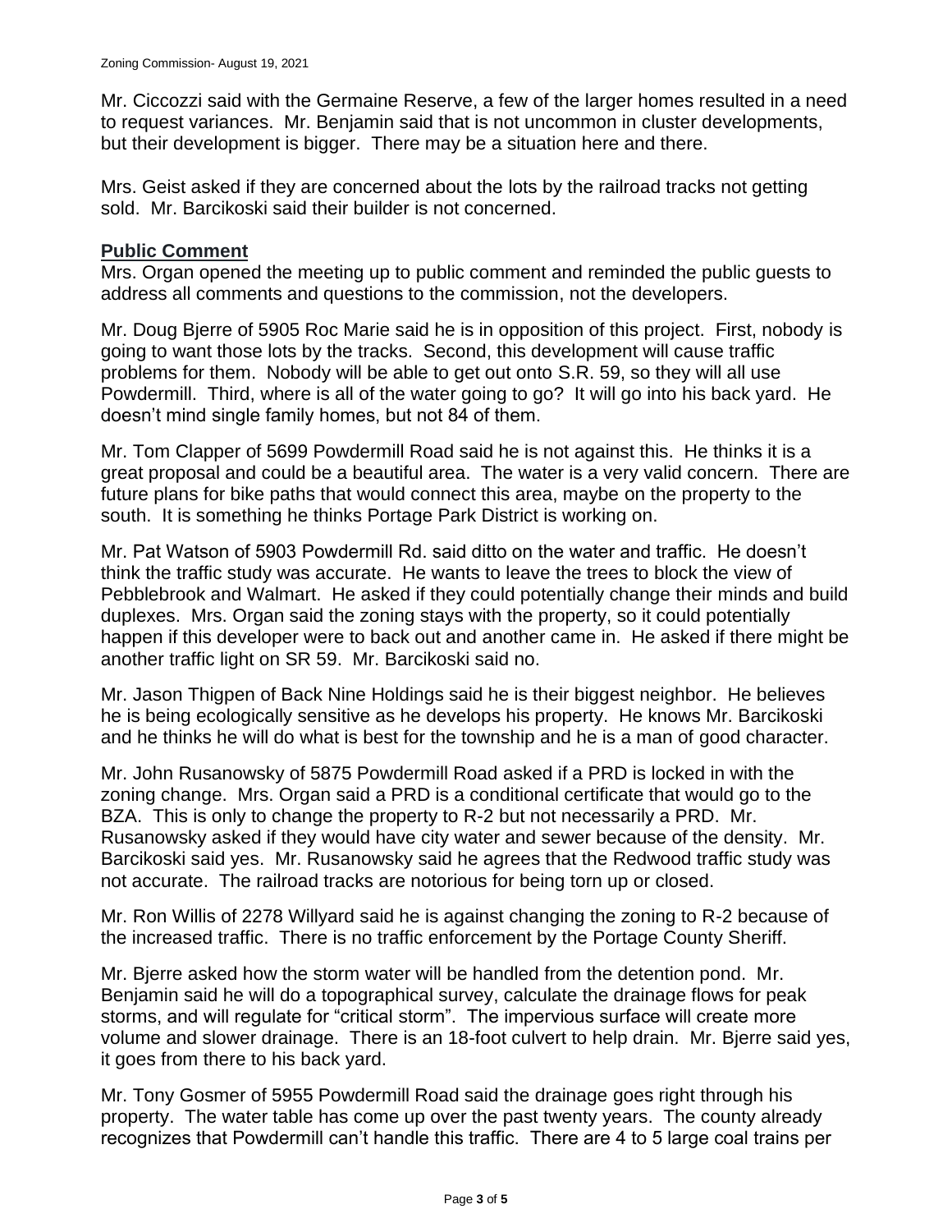Mr. Ciccozzi said with the Germaine Reserve, a few of the larger homes resulted in a need to request variances. Mr. Benjamin said that is not uncommon in cluster developments, but their development is bigger. There may be a situation here and there.

Mrs. Geist asked if they are concerned about the lots by the railroad tracks not getting sold. Mr. Barcikoski said their builder is not concerned.

## Public Comment

Mrs. Organ opened the meeting up to public comment and reminded the public guests to address all comments and questions to the commission, not the developers.

Mr. Doug Bjerre of 5905 Roc Marie said he is in opposition of this project. First, nobody is going to want those lots by the tracks. Second, this development will cause traffic problems for them. Nobody will be able to get out onto S.R. 59, so they will all use Powdermill. Third, where is all of the water going to go? It will go into his back yard. He doesn't mind single family homes, but not 84 of them.

Mr. Tom Clapper of 5699 Powdermill Road said he is not against this. He thinks it is a great proposal and could be a beautiful area. The water is a very valid concern. There are future plans for bike paths that would connect this area, maybe on the property to the south. It is something he thinks Portage Park District is working on.

Mr. Pat Watson of 5903 Powdermill Rd. said ditto on the water and traffic. He doesn't think the traffic study was accurate. He wants to leave the trees to block the view of Pebblebrook and Walmart. He asked if they could potentially change their minds and build duplexes. Mrs. Organ said the zoning stays with the property, so it could potentially happen if this developer were to back out and another came in. He asked if there might be another traffic light on SR 59. Mr. Barcikoski said no.

Mr. Jason Thigpen of Back Nine Holdings said he is their biggest neighbor. He believes he is being ecologically sensitive as he develops his property. He knows Mr. Barcikoski and he thinks he will do what is best for the township and he is a man of good character.

Mr. John Rusanowsky of 5875 Powdermill Road asked if a PRD is locked in with the zoning change. Mrs. Organ said a PRD is a conditional certificate that would go to the BZA. This is only to change the property to R-2 but not necessarily a PRD. Mr. Rusanowsky asked if they would have city water and sewer because of the density. Mr. Barcikoski said yes. Mr. Rusanowsky said he agrees that the Redwood traffic study was not accurate. The railroad tracks are notorious for being torn up or closed.

Mr. Ron Willis of 2278 Willyard said he is against changing the zoning to R-2 because of the increased traffic. There is no traffic enforcement by the Portage County Sheriff.

Mr. Bjerre asked how the storm water will be handled from the detention pond. Mr. Benjamin said he will do a topographical survey, calculate the drainage flows for peak storms, and will regulate for "critical storm". The impervious surface will create more volume and slower drainage. There is an 18-foot culvert to help drain. Mr. Bjerre said yes, it goes from there to his back yard.

Mr. Tony Gosmer of 5955 Powdermill Road said the drainage goes right through his property. The water table has come up over the past twenty years. The county already recognizes that Powdermill can't handle this traffic. There are 4 to 5 large coal trains per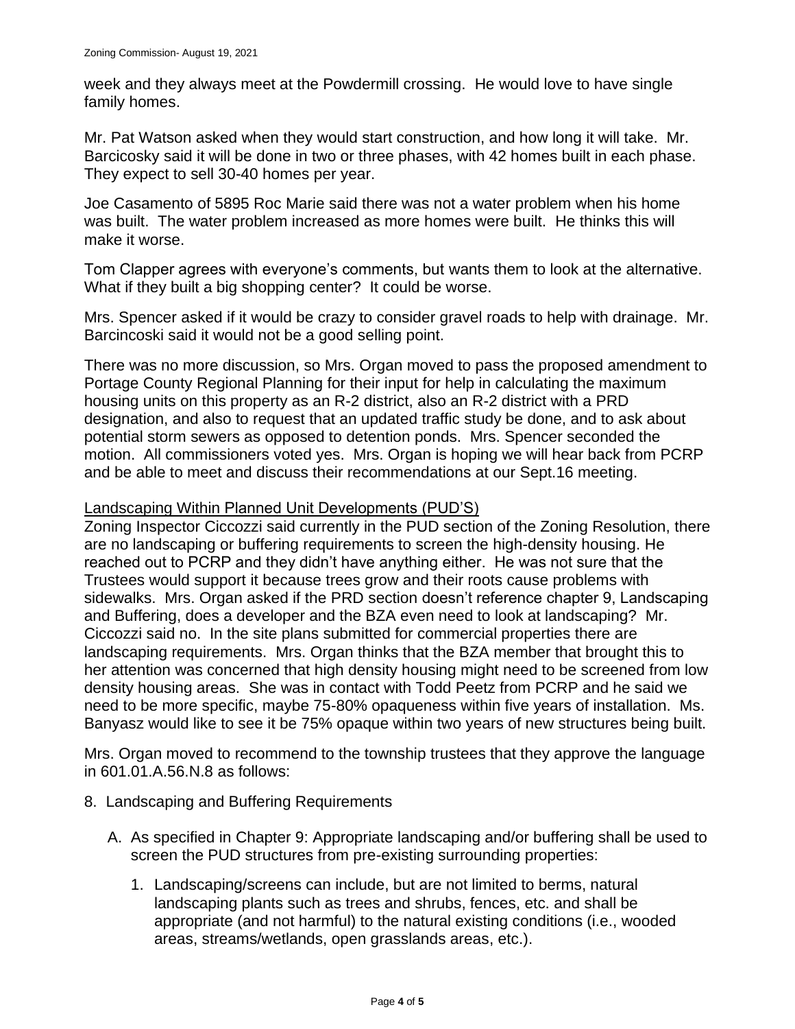week and they always meet at the Powdermill crossing. He would love to have single family homes.

Mr. Pat Watson asked when they would start construction, and how long it will take. Mr. Barcicosky said it will be done in two or three phases, with 42 homes built in each phase. They expect to sell 30-40 homes per year.

Joe Casamento of 5895 Roc Marie said there was not a water problem when his home was built. The water problem increased as more homes were built. He thinks this will make it worse.

Tom Clapper agrees with everyone's comments, but wants them to look at the alternative. What if they built a big shopping center? It could be worse.

Mrs. Spencer asked if it would be crazy to consider gravel roads to help with drainage. Mr. Barcincoski said it would not be a good selling point.

There was no more discussion, so Mrs. Organ moved to pass the proposed amendment to Portage County Regional Planning for their input for help in calculating the maximum housing units on this property as an R-2 district, also an R-2 district with a PRD designation, and also to request that an updated traffic study be done, and to ask about potential storm sewers as opposed to detention ponds. Mrs. Spencer seconded the motion. All commissioners voted yes. Mrs. Organ is hoping we will hear back from PCRP and be able to meet and discuss their recommendations at our Sept.16 meeting.

Landscaping Within Planned Unit Developments (PUD'S)

Zoning Inspector Ciccozzi said currently in the PUD section of the Zoning Resolution, there are no landscaping or buffering requirements to screen the high-density housing. He reached out to PCRP and they didn't have anything either. He was not sure that the Trustees would support it because trees grow and their roots cause problems with sidewalks. Mrs. Organ asked if the PRD section doesn't reference chapter 9, Landscaping and Buffering, does a developer and the BZA even need to look at landscaping? Mr. Ciccozzi said no. In the site plans submitted for commercial properties there are landscaping requirements. Mrs. Organ thinks that the BZA member that brought this to her attention was concerned that high density housing might need to be screened from low density housing areas. She was in contact with Todd Peetz from PCRP and he said we need to be more specific, maybe 75-80% opaqueness within five years of installation. Ms. Banyasz would like to see it be 75% opaque within two years of new structures being built.

Mrs. Organ moved to recommend to the township trustees that they approve the language in 601.01.A.56.N.8 as follows:

8. Landscaping and Buffering Requirements

   A. As specified in Chapter 9: Appropriate landscaping and/or buffering shall be used to screen the PUD structures from pre-existing surrounding properties:

      1. Landscaping/screens can include, but are not limited to berms, natural landscaping plants such as trees and shrubs, fences, etc. and shall be appropriate (and not harmful) to the natural existing conditions (i.e., wooded areas, streams/wetlands, open grasslands areas, etc.).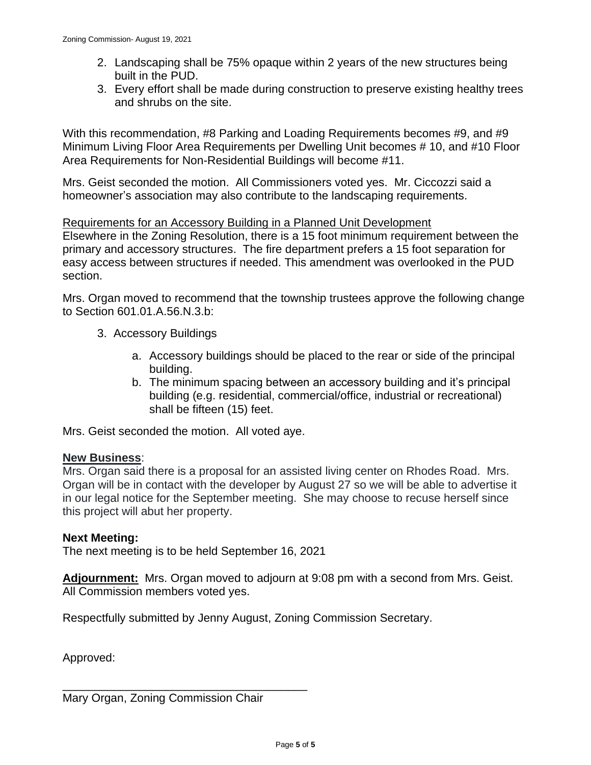2. Landscaping shall be 75% opaque within 2 years of the new structures being built in the PUD.
3. Every effort shall be made during construction to preserve existing healthy trees and shrubs on the site.

With this recommendation, #8 Parking and Loading Requirements becomes #9, and #9 Minimum Living Floor Area Requirements per Dwelling Unit becomes # 10, and #10 Floor Area Requirements for Non-Residential Buildings will become #11.

Mrs. Geist seconded the motion. All Commissioners voted yes. Mr. Ciccozzi said a homeowner's association may also contribute to the landscaping requirements.

<u>Requirements for an Accessory Building in a Planned Unit Development</u>

Elsewhere in the Zoning Resolution, there is a 15 foot minimum requirement between the primary and accessory structures. The fire department prefers a 15 foot separation for easy access between structures if needed. This amendment was overlooked in the PUD section.

Mrs. Organ moved to recommend that the township trustees approve the following change to Section 601.01.A.56.N.3.b:

3. Accessory Buildings
   a. Accessory buildings should be placed to the rear or side of the principal building.
   b. The minimum spacing between an accessory building and it's principal building (e.g. residential, commercial/office, industrial or recreational) shall be fifteen (15) feet.

Mrs. Geist seconded the motion. All voted aye.

**<u>New Business</u>**:

Mrs. Organ said there is a proposal for an assisted living center on Rhodes Road. Mrs. Organ will be in contact with the developer by August 27 so we will be able to advertise it in our legal notice for the September meeting. She may choose to recuse herself since this project will abut her property.

**Next Meeting:**

The next meeting is to be held September 16, 2021

**<u>Adjournment:</u>** Mrs. Organ moved to adjourn at 9:08 pm with a second from Mrs. Geist. All Commission members voted yes.

Respectfully submitted by Jenny August, Zoning Commission Secretary.

Approved:

\_\_\_\_\_\_\_\_\_\_\_\_\_\_\_\_\_\_\_\_\_\_\_\_\_\_\_\_\_\_\_\_\_\_\_\_\_\_\_\_

Mary Organ, Zoning Commission Chair